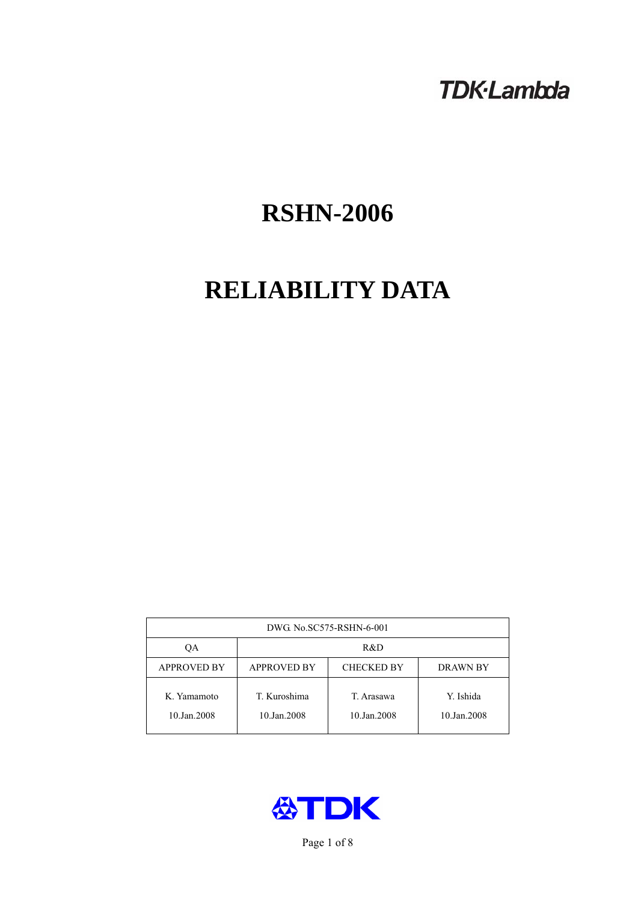TDK·Lambda

# RSHN-2006

# RELIABILITY DATA

| DWG. No.SC575-RSHN-6-001 | | | |
|---|---|---|---|
| QA | R&D | | |
| APPROVED BY | APPROVED BY | CHECKED BY | DRAWN BY |
| K. Yamamoto<br>10.Jan.2008 | T. Kuroshima<br>10.Jan.2008 | T. Arasawa<br>10.Jan.2008 | Y. Ishida<br>10.Jan.2008 |

TDK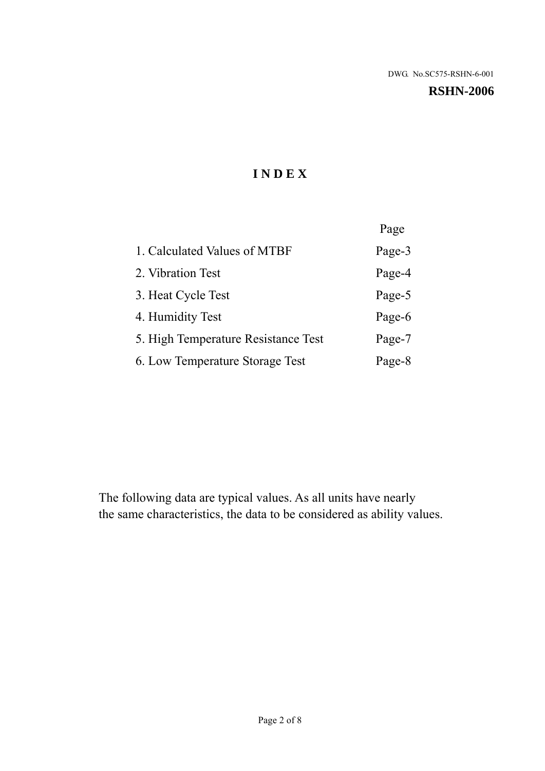DWG. No.SC575-RSHN-6-001

**RSHN-2006**

# INDEX

| | Page |
|---|---|
| 1. Calculated Values of MTBF | Page-3 |
| 2. Vibration Test | Page-4 |
| 3. Heat Cycle Test | Page-5 |
| 4. Humidity Test | Page-6 |
| 5. High Temperature Resistance Test | Page-7 |
| 6. Low Temperature Storage Test | Page-8 |

The following data are typical values. As all units have nearly the same characteristics, the data to be considered as ability values.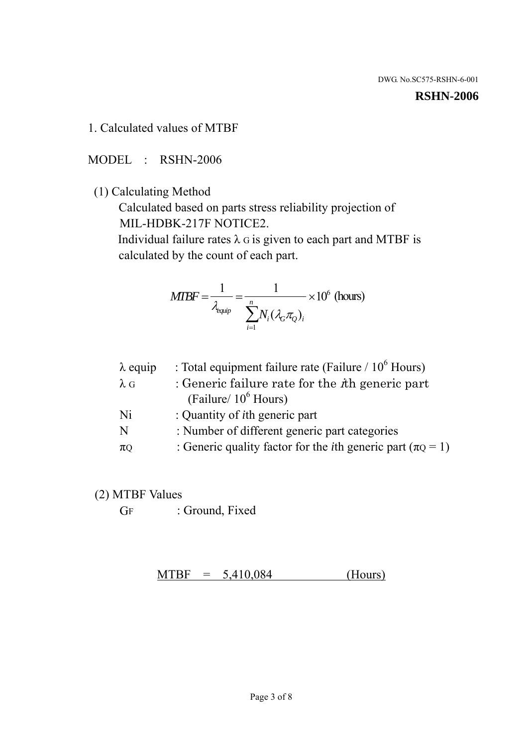DWG. No.SC575-RSHN-6-001

**RSHN-2006**

## 1. Calculated values of MTBF

MODEL : RSHN-2006

(1) Calculating Method

Calculated based on parts stress reliability projection of MIL-HDBK-217F NOTICE2.

Individual failure rates $\lambda_G$ is given to each part and MTBF is calculated by the count of each part.

$$MTBF = \frac{1}{\lambda_{equip}} = \frac{1}{\sum_{i=1}^{n} N_i (\lambda_G \pi_Q)_i} \times 10^6 \text{ (hours)}$$

| | |
|---|---|
| $\lambda_{equip}$ | : Total equipment failure rate (Failure / $10^6$ Hours) |
| $\lambda_G$ | : Generic failure rate for the $i$th generic part (Failure/ $10^6$ Hours) |
| Ni | : Quantity of $i$th generic part |
| N | : Number of different generic part categories |
| $\pi_Q$ | : Generic quality factor for the $i$th generic part ($\pi_Q = 1$) |

(2) MTBF Values

$G_F$ : Ground, Fixed

MTBF = 5,410,084 (Hours)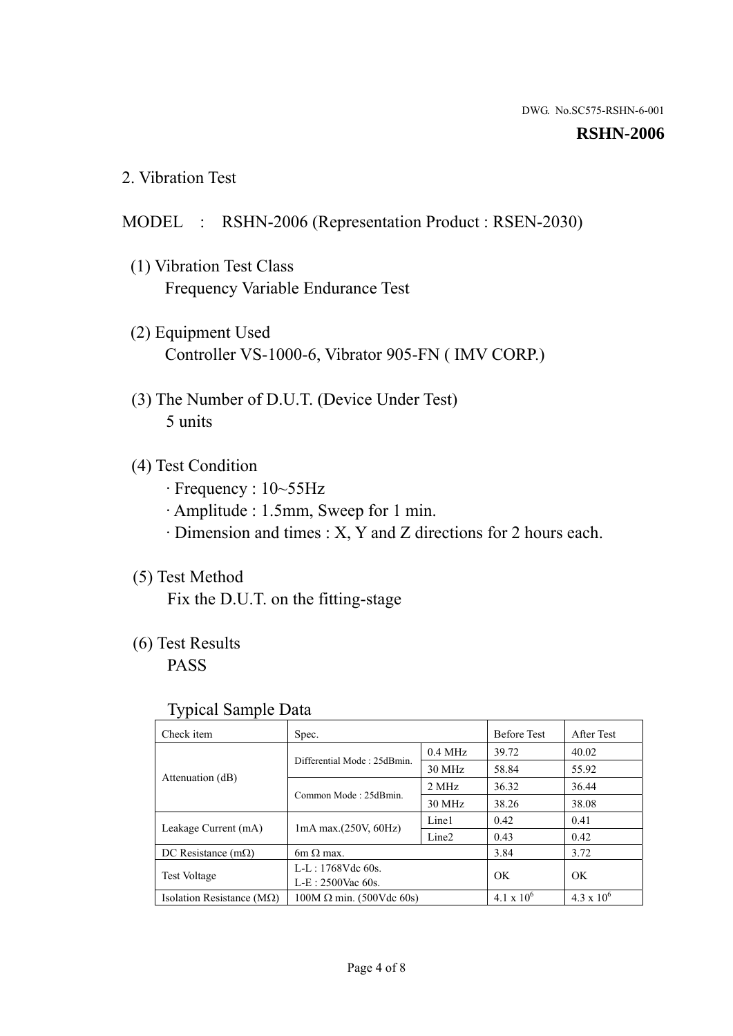DWG. No.SC575-RSHN-6-001

**RSHN-2006**

## 2. Vibration Test

MODEL : RSHN-2006 (Representation Product : RSEN-2030)

(1) Vibration Test Class
Frequency Variable Endurance Test

(2) Equipment Used
Controller VS-1000-6, Vibrator 905-FN ( IMV CORP.)

(3) The Number of D.U.T. (Device Under Test)
5 units

(4) Test Condition
· Frequency : 10~55Hz
· Amplitude : 1.5mm, Sweep for 1 min.
· Dimension and times : X, Y and Z directions for 2 hours each.

(5) Test Method
Fix the D.U.T. on the fitting-stage

(6) Test Results
PASS

Typical Sample Data

| Check item | Spec. | | Before Test | After Test |
|---|---|---|---|---|
| Attenuation (dB) | Differential Mode : 25dBmin. | 0.4 MHz | 39.72 | 40.02 |
| | | 30 MHz | 58.84 | 55.92 |
| | Common Mode : 25dBmin. | 2 MHz | 36.32 | 36.44 |
| | | 30 MHz | 38.26 | 38.08 |
| Leakage Current (mA) | 1mA max.(250V, 60Hz) | Line1 | 0.42 | 0.41 |
| | | Line2 | 0.43 | 0.42 |
| DC Resistance (mΩ) | 6m Ω max. | | 3.84 | 3.72 |
| Test Voltage | L-L : 1768Vdc 60s.<br>L-E : 2500Vac 60s. | | OK | OK |
| Isolation Resistance (MΩ) | 100M Ω min. (500Vdc 60s) | | $4.1 \times 10^6$ | $4.3 \times 10^6$ |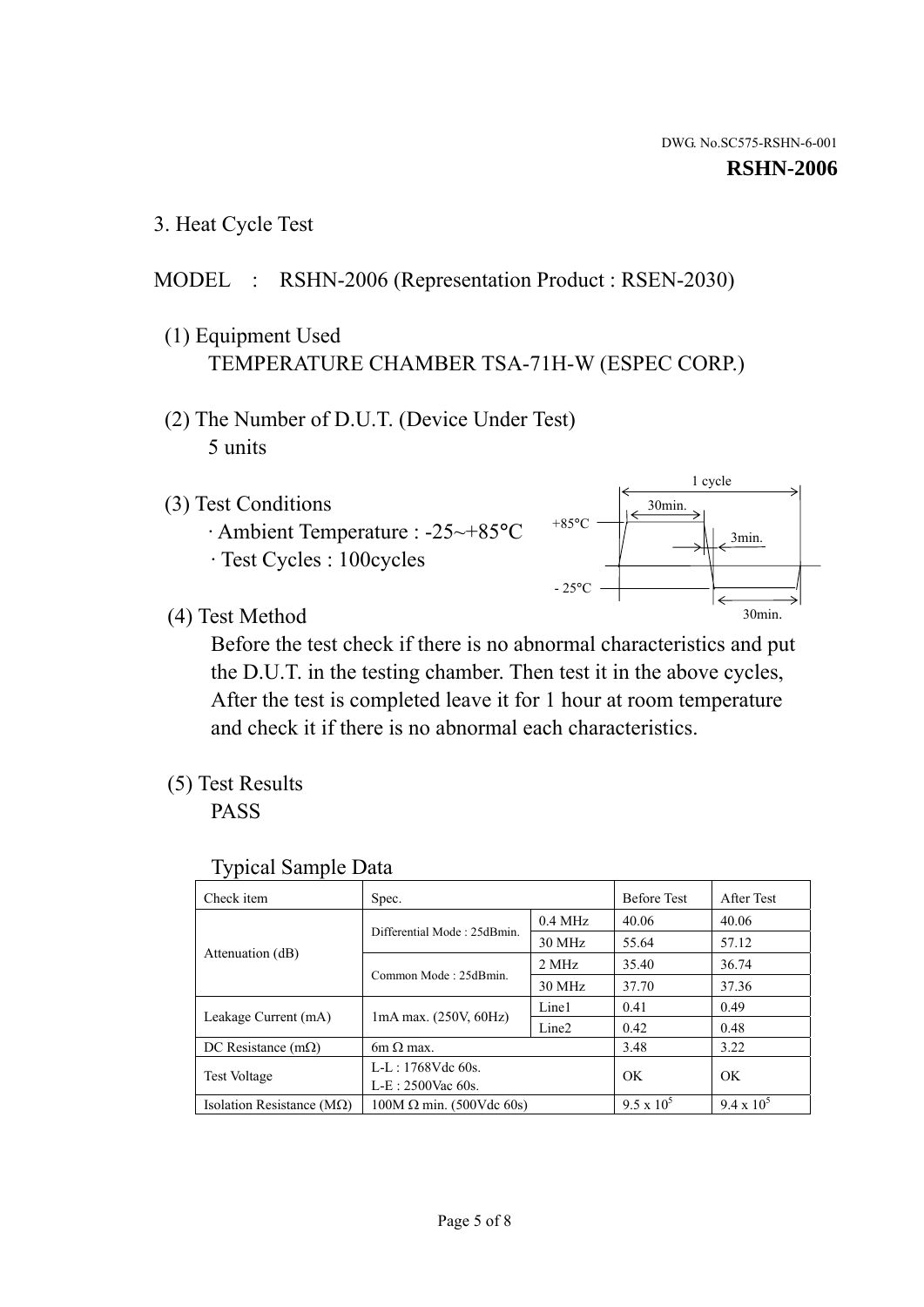DWG. No.SC575-RSHN-6-001

**RSHN-2006**

## 3. Heat Cycle Test

MODEL : RSHN-2006 (Representation Product : RSEN-2030)

(1) Equipment Used
TEMPERATURE CHAMBER TSA-71H-W (ESPEC CORP.)

(2) The Number of D.U.T. (Device Under Test)
5 units

(3) Test Conditions
· Ambient Temperature : -25~+85°C
· Test Cycles : 100cycles

1 cycle
+85°C 30min.
3min.
- 25°C
30min.

(4) Test Method
Before the test check if there is no abnormal characteristics and put the D.U.T. in the testing chamber. Then test it in the above cycles, After the test is completed leave it for 1 hour at room temperature and check it if there is no abnormal each characteristics.

(5) Test Results
PASS

Typical Sample Data

| Check item | Spec. | | Before Test | After Test |
|---|---|---|---|---|
| Attenuation (dB) | Differential Mode : 25dBmin. | 0.4 MHz | 40.06 | 40.06 |
| | | 30 MHz | 55.64 | 57.12 |
| | Common Mode : 25dBmin. | 2 MHz | 35.40 | 36.74 |
| | | 30 MHz | 37.70 | 37.36 |
| Leakage Current (mA) | 1mA max. (250V, 60Hz) | Line1 | 0.41 | 0.49 |
| | | Line2 | 0.42 | 0.48 |
| DC Resistance (mΩ) | 6m Ω max. | | 3.48 | 3.22 |
| Test Voltage | L-L : 1768Vdc 60s. L-E : 2500Vac 60s. | | OK | OK |
| Isolation Resistance (MΩ) | 100M Ω min. (500Vdc 60s) | | $9.5 \times 10^5$ | $9.4 \times 10^5$ |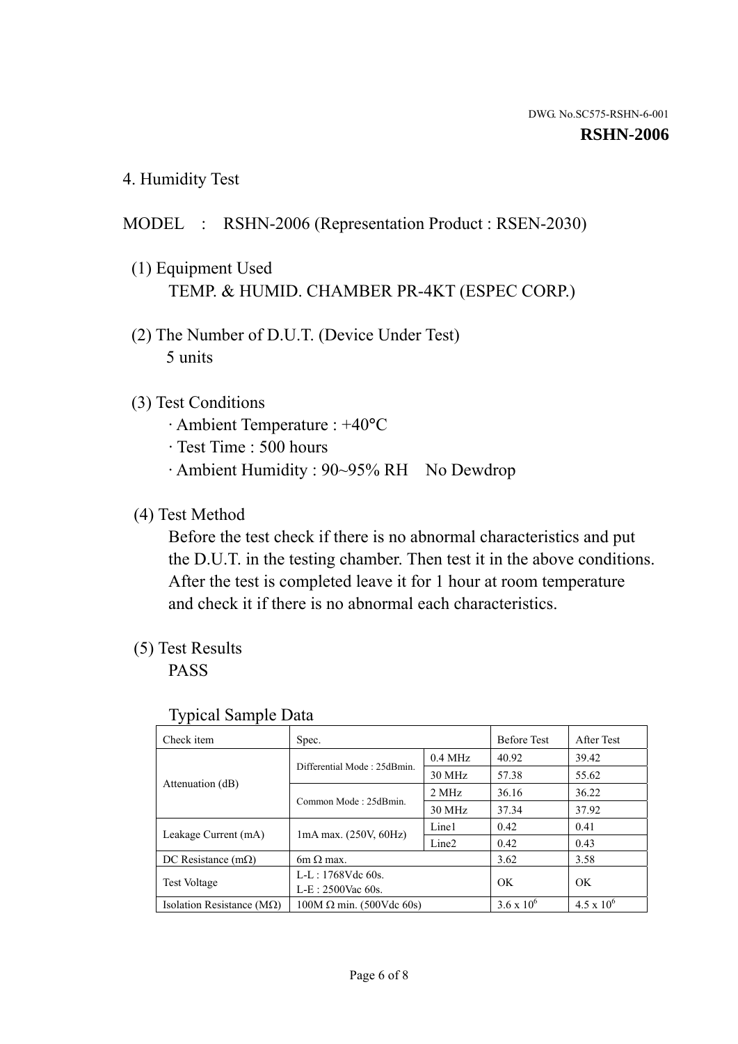DWG. No.SC575-RSHN-6-001

**RSHN-2006**

## 4. Humidity Test

MODEL : RSHN-2006 (Representation Product : RSEN-2030)

(1) Equipment Used
TEMP. & HUMID. CHAMBER PR-4KT (ESPEC CORP.)

(2) The Number of D.U.T. (Device Under Test)
5 units

(3) Test Conditions
· Ambient Temperature : +40°C
· Test Time : 500 hours
· Ambient Humidity : 90~95% RH No Dewdrop

(4) Test Method
Before the test check if there is no abnormal characteristics and put the D.U.T. in the testing chamber. Then test it in the above conditions. After the test is completed leave it for 1 hour at room temperature and check it if there is no abnormal each characteristics.

(5) Test Results
PASS

Typical Sample Data

| Check item | Spec. | | Before Test | After Test |
|---|---|---|---|---|
| Attenuation (dB) | Differential Mode : 25dBmin. | 0.4 MHz | 40.92 | 39.42 |
| | | 30 MHz | 57.38 | 55.62 |
| | Common Mode : 25dBmin. | 2 MHz | 36.16 | 36.22 |
| | | 30 MHz | 37.34 | 37.92 |
| Leakage Current (mA) | 1mA max. (250V, 60Hz) | Line1 | 0.42 | 0.41 |
| | | Line2 | 0.42 | 0.43 |
| DC Resistance (mΩ) | 6m Ω max. | | 3.62 | 3.58 |
| Test Voltage | L-L : 1768Vdc 60s.<br>L-E : 2500Vac 60s. | | OK | OK |
| Isolation Resistance (MΩ) | 100M Ω min. (500Vdc 60s) | | $3.6 \times 10^6$ | $4.5 \times 10^6$ |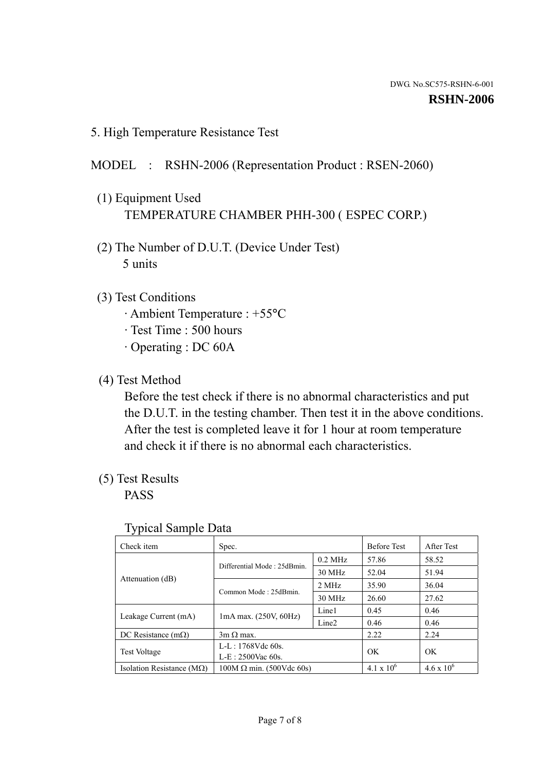DWG. No.SC575-RSHN-6-001

**RSHN-2006**

## 5. High Temperature Resistance Test

MODEL : RSHN-2006 (Representation Product : RSEN-2060)

(1) Equipment Used

TEMPERATURE CHAMBER PHH-300 ( ESPEC CORP.)

(2) The Number of D.U.T. (Device Under Test)

5 units

(3) Test Conditions

- Ambient Temperature : +55°C
- Test Time : 500 hours
- Operating : DC 60A

(4) Test Method

Before the test check if there is no abnormal characteristics and put the D.U.T. in the testing chamber. Then test it in the above conditions. After the test is completed leave it for 1 hour at room temperature and check it if there is no abnormal each characteristics.

(5) Test Results

PASS

Typical Sample Data

| Check item | Spec. | | Before Test | After Test |
|---|---|---|---|---|
| Attenuation (dB) | Differential Mode : 25dBmin. | 0.2 MHz | 57.86 | 58.52 |
| | | 30 MHz | 52.04 | 51.94 |
| | Common Mode : 25dBmin. | 2 MHz | 35.90 | 36.04 |
| | | 30 MHz | 26.60 | 27.62 |
| Leakage Current (mA) | 1mA max. (250V, 60Hz) | Line1 | 0.45 | 0.46 |
| | | Line2 | 0.46 | 0.46 |
| DC Resistance (mΩ) | 3m Ω max. | | 2.22 | 2.24 |
| Test Voltage | L-L : 1768Vdc 60s.<br>L-E : 2500Vac 60s. | | OK | OK |
| Isolation Resistance (MΩ) | 100M Ω min. (500Vdc 60s) | | $4.1 \times 10^6$ | $4.6 \times 10^6$ |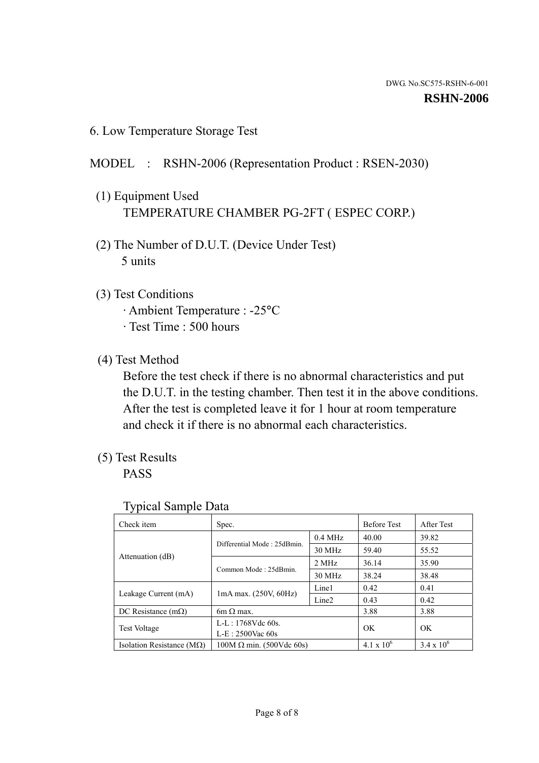DWG. No.SC575-RSHN-6-001

**RSHN-2006**

## 6. Low Temperature Storage Test

MODEL : RSHN-2006 (Representation Product : RSEN-2030)

(1) Equipment Used

TEMPERATURE CHAMBER PG-2FT ( ESPEC CORP.)

(2) The Number of D.U.T. (Device Under Test)

5 units

(3) Test Conditions

· Ambient Temperature : -25°C

· Test Time : 500 hours

(4) Test Method

Before the test check if there is no abnormal characteristics and put the D.U.T. in the testing chamber. Then test it in the above conditions. After the test is completed leave it for 1 hour at room temperature and check it if there is no abnormal each characteristics.

(5) Test Results

PASS

Typical Sample Data

| Check item | Spec. | | Before Test | After Test |
|---|---|---|---|---|
| Attenuation (dB) | Differential Mode : 25dBmin. | 0.4 MHz | 40.00 | 39.82 |
| | | 30 MHz | 59.40 | 55.52 |
| | Common Mode : 25dBmin. | 2 MHz | 36.14 | 35.90 |
| | | 30 MHz | 38.24 | 38.48 |
| Leakage Current (mA) | 1mA max. (250V, 60Hz) | Line1 | 0.42 | 0.41 |
| | | Line2 | 0.43 | 0.42 |
| DC Resistance (mΩ) | 6m Ω max. | | 3.88 | 3.88 |
| Test Voltage | L-L : 1768Vdc 60s.<br>L-E : 2500Vac 60s | | OK | OK |
| Isolation Resistance (MΩ) | 100M Ω min. (500Vdc 60s) | | $4.1 \times 10^6$ | $3.4 \times 10^6$ |